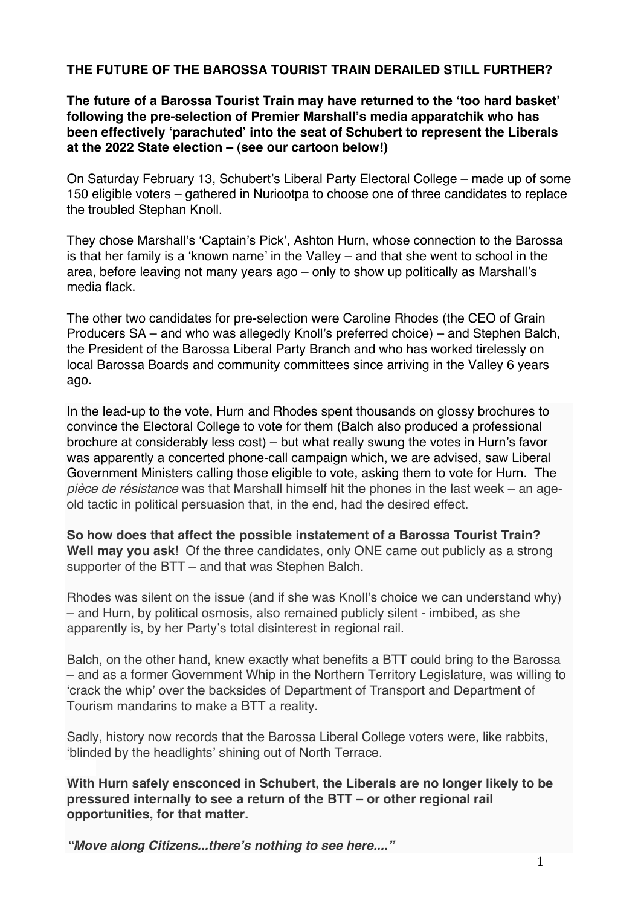# THE FUTURE OF THE BAROSSA TOURIST TRAIN DERAILED STILL FURTHER?

**The future of a Barossa Tourist Train may have returned to the 'too hard basket' following the pre-selection of Premier Marshall's media apparatchik who has been effectively 'parachuted' into the seat of Schubert to represent the Liberals at the 2022 State election – (see our cartoon below!)**

On Saturday February 13, Schubert's Liberal Party Electoral College – made up of some 150 eligible voters – gathered in Nuriootpa to choose one of three candidates to replace the troubled Stephan Knoll.

They chose Marshall's 'Captain's Pick', Ashton Hurn, whose connection to the Barossa is that her family is a 'known name' in the Valley – and that she went to school in the area, before leaving not many years ago – only to show up politically as Marshall's media flack.

The other two candidates for pre-selection were Caroline Rhodes (the CEO of Grain Producers SA – and who was allegedly Knoll's preferred choice) – and Stephen Balch, the President of the Barossa Liberal Party Branch and who has worked tirelessly on local Barossa Boards and community committees since arriving in the Valley 6 years ago.

In the lead-up to the vote, Hurn and Rhodes spent thousands on glossy brochures to convince the Electoral College to vote for them (Balch also produced a professional brochure at considerably less cost) – but what really swung the votes in Hurn's favor was apparently a concerted phone-call campaign which, we are advised, saw Liberal Government Ministers calling those eligible to vote, asking them to vote for Hurn. The *pièce de résistance* was that Marshall himself hit the phones in the last week – an age-old tactic in political persuasion that, in the end, had the desired effect.

**So how does that affect the possible instatement of a Barossa Tourist Train? Well may you ask**! Of the three candidates, only ONE came out publicly as a strong supporter of the BTT – and that was Stephen Balch.

Rhodes was silent on the issue (and if she was Knoll's choice we can understand why) – and Hurn, by political osmosis, also remained publicly silent - imbibed, as she apparently is, by her Party's total disinterest in regional rail.

Balch, on the other hand, knew exactly what benefits a BTT could bring to the Barossa – and as a former Government Whip in the Northern Territory Legislature, was willing to 'crack the whip' over the backsides of Department of Transport and Department of Tourism mandarins to make a BTT a reality.

Sadly, history now records that the Barossa Liberal College voters were, like rabbits, 'blinded by the headlights' shining out of North Terrace.

**With Hurn safely ensconced in Schubert, the Liberals are no longer likely to be pressured internally to see a return of the BTT – or other regional rail opportunities, for that matter.**

***"Move along Citizens...there's nothing to see here...."***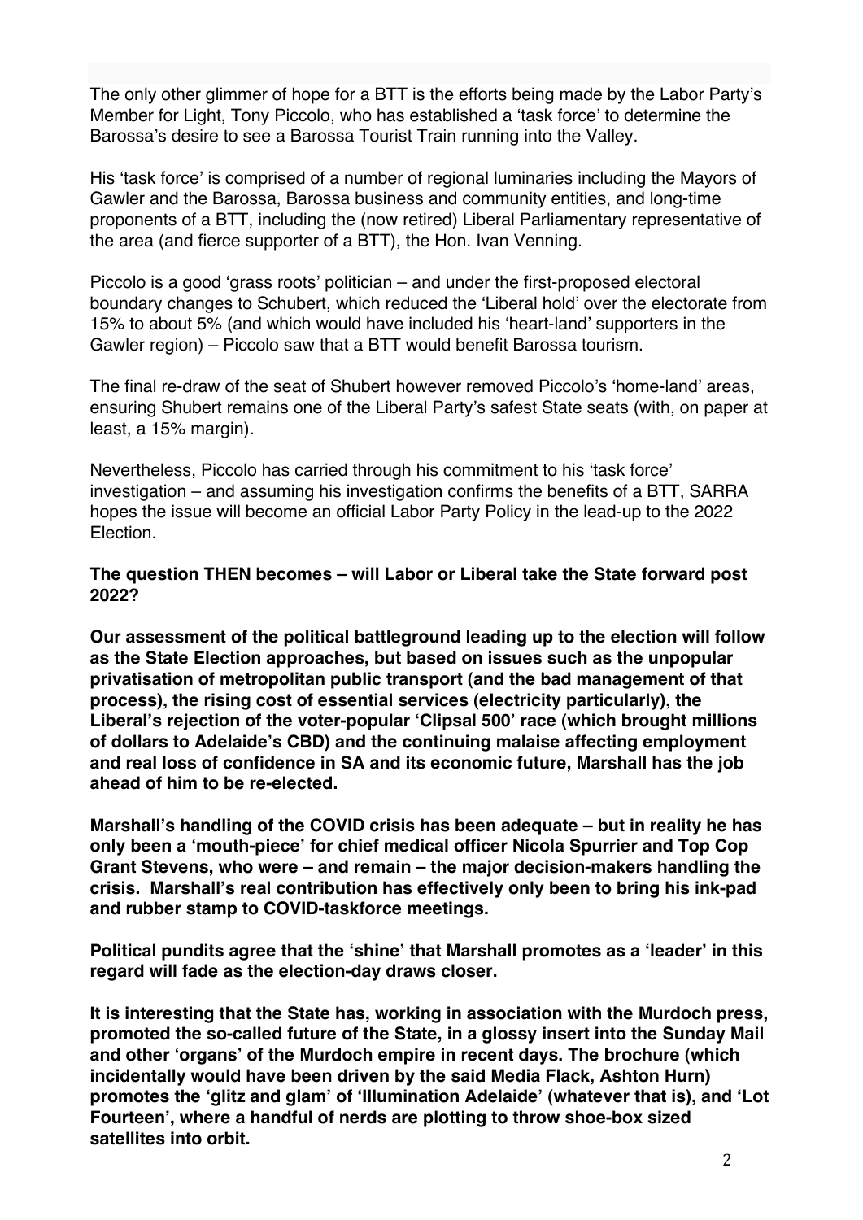The only other glimmer of hope for a BTT is the efforts being made by the Labor Party's Member for Light, Tony Piccolo, who has established a 'task force' to determine the Barossa's desire to see a Barossa Tourist Train running into the Valley.

His 'task force' is comprised of a number of regional luminaries including the Mayors of Gawler and the Barossa, Barossa business and community entities, and long-time proponents of a BTT, including the (now retired) Liberal Parliamentary representative of the area (and fierce supporter of a BTT), the Hon. Ivan Venning.

Piccolo is a good 'grass roots' politician – and under the first-proposed electoral boundary changes to Schubert, which reduced the 'Liberal hold' over the electorate from 15% to about 5% (and which would have included his 'heart-land' supporters in the Gawler region) – Piccolo saw that a BTT would benefit Barossa tourism.

The final re-draw of the seat of Shubert however removed Piccolo's 'home-land' areas, ensuring Shubert remains one of the Liberal Party's safest State seats (with, on paper at least, a 15% margin).

Nevertheless, Piccolo has carried through his commitment to his 'task force' investigation – and assuming his investigation confirms the benefits of a BTT, SARRA hopes the issue will become an official Labor Party Policy in the lead-up to the 2022 Election.

**The question THEN becomes – will Labor or Liberal take the State forward post 2022?**

**Our assessment of the political battleground leading up to the election will follow as the State Election approaches, but based on issues such as the unpopular privatisation of metropolitan public transport (and the bad management of that process), the rising cost of essential services (electricity particularly), the Liberal's rejection of the voter-popular 'Clipsal 500' race (which brought millions of dollars to Adelaide's CBD) and the continuing malaise affecting employment and real loss of confidence in SA and its economic future, Marshall has the job ahead of him to be re-elected.**

**Marshall's handling of the COVID crisis has been adequate – but in reality he has only been a 'mouth-piece' for chief medical officer Nicola Spurrier and Top Cop Grant Stevens, who were – and remain – the major decision-makers handling the crisis. Marshall's real contribution has effectively only been to bring his ink-pad and rubber stamp to COVID-taskforce meetings.**

**Political pundits agree that the 'shine' that Marshall promotes as a 'leader' in this regard will fade as the election-day draws closer.**

**It is interesting that the State has, working in association with the Murdoch press, promoted the so-called future of the State, in a glossy insert into the Sunday Mail and other 'organs' of the Murdoch empire in recent days. The brochure (which incidentally would have been driven by the said Media Flack, Ashton Hurn) promotes the 'glitz and glam' of 'Illumination Adelaide' (whatever that is), and 'Lot Fourteen', where a handful of nerds are plotting to throw shoe-box sized satellites into orbit.**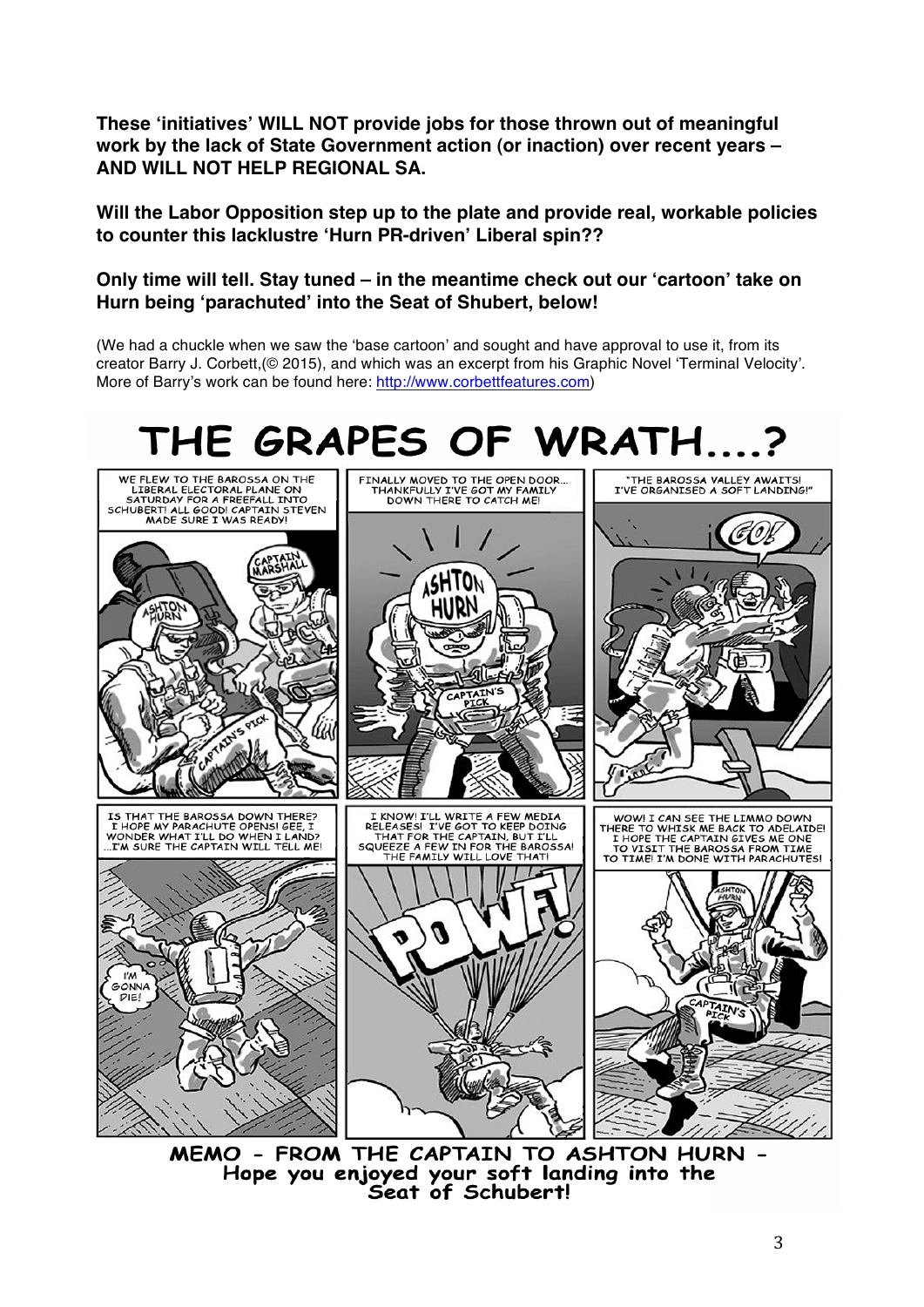**These 'initiatives' WILL NOT provide jobs for those thrown out of meaningful work by the lack of State Government action (or inaction) over recent years – AND WILL NOT HELP REGIONAL SA.**

**Will the Labor Opposition step up to the plate and provide real, workable policies to counter this lacklustre 'Hurn PR-driven' Liberal spin??**

**Only time will tell. Stay tuned – in the meantime check out our 'cartoon' take on Hurn being 'parachuted' into the Seat of Shubert, below!**

(We had a chuckle when we saw the 'base cartoon' and sought and have approval to use it, from its creator Barry J. Corbett,(© 2015), and which was an excerpt from his Graphic Novel 'Terminal Velocity'. More of Barry's work can be found here: http://www.corbettfeatures.com)

# THE GRAPES OF WRATH....?

WE FLEW TO THE BAROSSA ON THE LIBERAL ELECTORAL PLANE ON SATURDAY FOR A FREEFALL INTO SCHUBERT! ALL GOOD! CAPTAIN STEVEN MADE SURE I WAS READY!

FINALLY MOVED TO THE OPEN DOOR... THANKFULLY I'VE GOT MY FAMILY DOWN THERE TO CATCH ME!

"THE BAROSSA VALLEY AWAITS! I'VE ORGANISED A SOFT LANDING!"

IS THAT THE BAROSSA DOWN THERE? I HOPE MY PARACHUTE OPENS! GEE, I WONDER WHAT I'LL DO WHEN I LAND? ...I'M SURE THE CAPTAIN WILL TELL ME!

I KNOW! I'LL WRITE A FEW MEDIA RELEASES! I'VE GOT TO KEEP DOING THAT FOR THE CAPTAIN, BUT I'LL SQUEEZE A FEW IN FOR THE BAROSSA! THE FAMILY WILL LOVE THAT!

WOW! I CAN SEE THE LIMMO DOWN THERE TO WHISK ME BACK TO ADELAIDE! I HOPE THE CAPTAIN GIVES ME ONE TO VISIT THE BAROSSA FROM TIME TO TIME! I'M DONE WITH PARACHUTES!

**MEMO - FROM THE CAPTAIN TO ASHTON HURN - Hope you enjoyed your soft landing into the Seat of Schubert!**